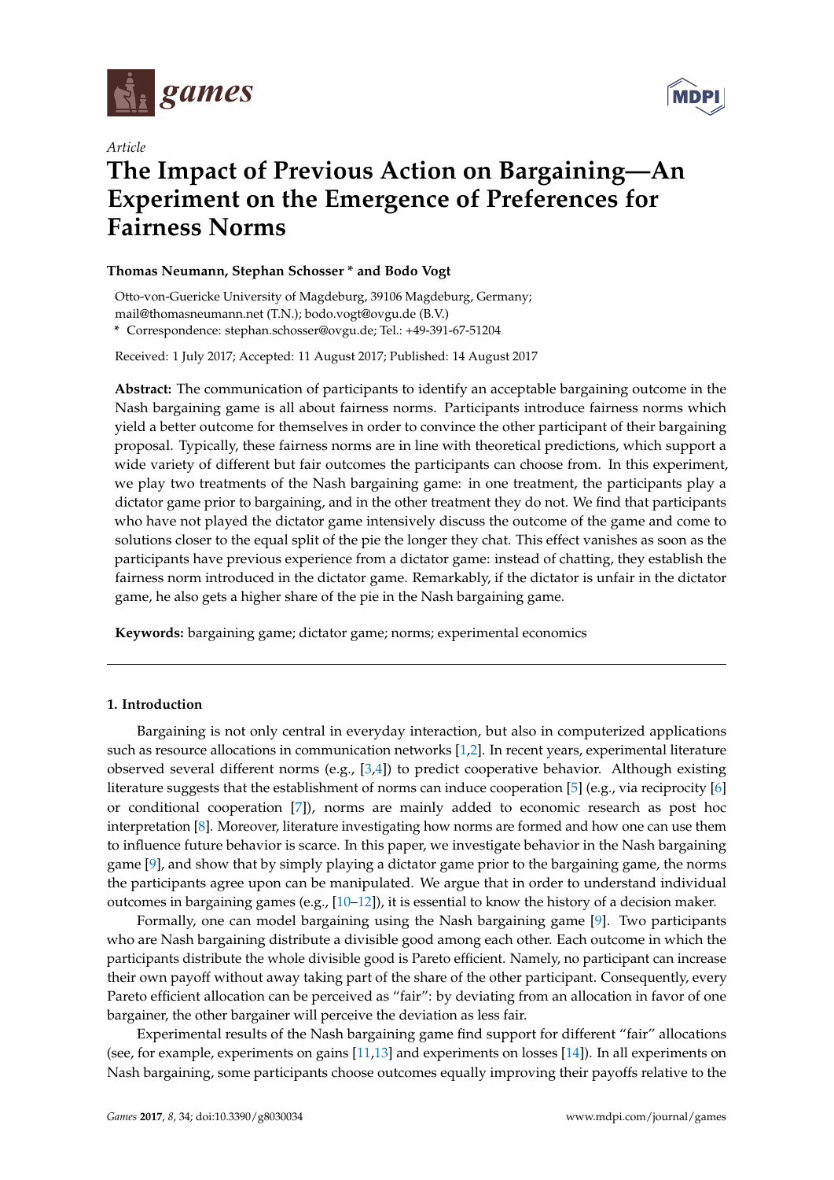Article

# The Impact of Previous Action on Bargaining—An Experiment on the Emergence of Preferences for Fairness Norms

**Thomas Neumann, Stephan Schosser * and Bodo Vogt**

Otto-von-Guericke University of Magdeburg, 39106 Magdeburg, Germany; mail@thomasneumann.net (T.N.); bodo.vogt@ovgu.de (B.V.)

* Correspondence: stephan.schosser@ovgu.de; Tel.: +49-391-67-51204

Received: 1 July 2017; Accepted: 11 August 2017; Published: 14 August 2017

**Abstract:** The communication of participants to identify an acceptable bargaining outcome in the Nash bargaining game is all about fairness norms. Participants introduce fairness norms which yield a better outcome for themselves in order to convince the other participant of their bargaining proposal. Typically, these fairness norms are in line with theoretical predictions, which support a wide variety of different but fair outcomes the participants can choose from. In this experiment, we play two treatments of the Nash bargaining game: in one treatment, the participants play a dictator game prior to bargaining, and in the other treatment they do not. We find that participants who have not played the dictator game intensively discuss the outcome of the game and come to solutions closer to the equal split of the pie the longer they chat. This effect vanishes as soon as the participants have previous experience from a dictator game: instead of chatting, they establish the fairness norm introduced in the dictator game. Remarkably, if the dictator is unfair in the dictator game, he also gets a higher share of the pie in the Nash bargaining game.

**Keywords:** bargaining game; dictator game; norms; experimental economics

## 1. Introduction

Bargaining is not only central in everyday interaction, but also in computerized applications such as resource allocations in communication networks [1,2]. In recent years, experimental literature observed several different norms (e.g., [3,4]) to predict cooperative behavior. Although existing literature suggests that the establishment of norms can induce cooperation [5] (e.g., via reciprocity [6] or conditional cooperation [7]), norms are mainly added to economic research as post hoc interpretation [8]. Moreover, literature investigating how norms are formed and how one can use them to influence future behavior is scarce. In this paper, we investigate behavior in the Nash bargaining game [9], and show that by simply playing a dictator game prior to the bargaining game, the norms the participants agree upon can be manipulated. We argue that in order to understand individual outcomes in bargaining games (e.g., [10–12]), it is essential to know the history of a decision maker.

Formally, one can model bargaining using the Nash bargaining game [9]. Two participants who are Nash bargaining distribute a divisible good among each other. Each outcome in which the participants distribute the whole divisible good is Pareto efficient. Namely, no participant can increase their own payoff without away taking part of the share of the other participant. Consequently, every Pareto efficient allocation can be perceived as "fair": by deviating from an allocation in favor of one bargainer, the other bargainer will perceive the deviation as less fair.

Experimental results of the Nash bargaining game find support for different "fair" allocations (see, for example, experiments on gains [11,13] and experiments on losses [14]). In all experiments on Nash bargaining, some participants choose outcomes equally improving their payoffs relative to the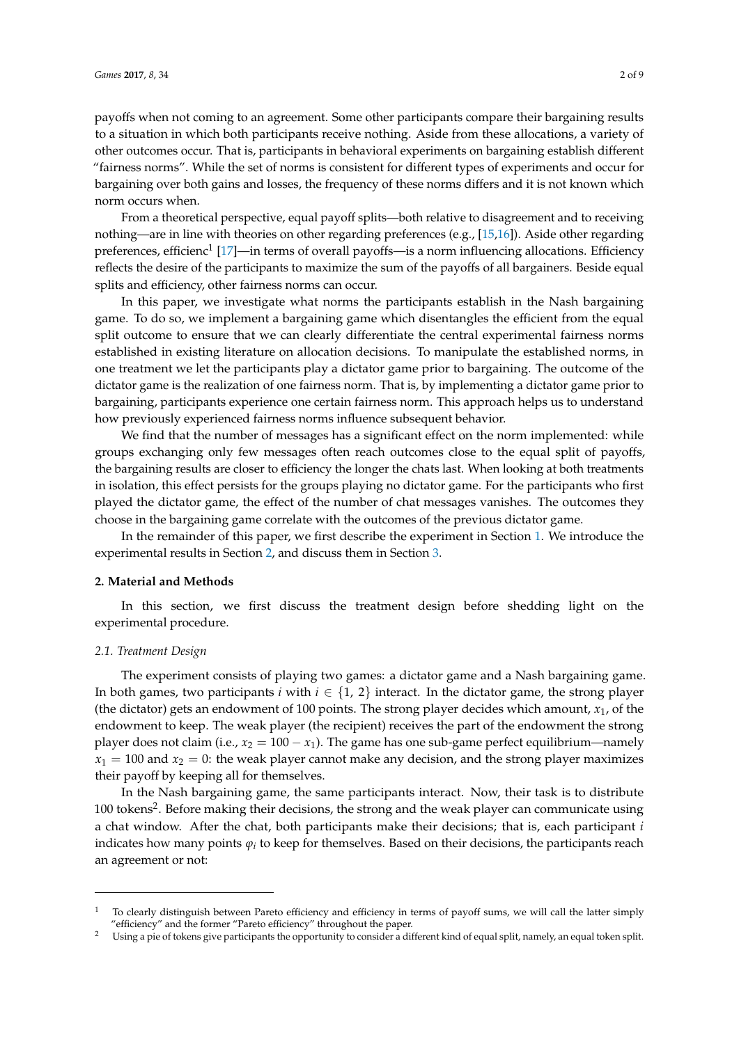payoffs when not coming to an agreement. Some other participants compare their bargaining results to a situation in which both participants receive nothing. Aside from these allocations, a variety of other outcomes occur. That is, participants in behavioral experiments on bargaining establish different "fairness norms". While the set of norms is consistent for different types of experiments and occur for bargaining over both gains and losses, the frequency of these norms differs and it is not known which norm occurs when.

From a theoretical perspective, equal payoff splits—both relative to disagreement and to receiving nothing—are in line with theories on other regarding preferences (e.g., [15,16]). Aside other regarding preferences, efficienc[1] [17]—in terms of overall payoffs—is a norm influencing allocations. Efficiency reflects the desire of the participants to maximize the sum of the payoffs of all bargainers. Beside equal splits and efficiency, other fairness norms can occur.

In this paper, we investigate what norms the participants establish in the Nash bargaining game. To do so, we implement a bargaining game which disentangles the efficient from the equal split outcome to ensure that we can clearly differentiate the central experimental fairness norms established in existing literature on allocation decisions. To manipulate the established norms, in one treatment we let the participants play a dictator game prior to bargaining. The outcome of the dictator game is the realization of one fairness norm. That is, by implementing a dictator game prior to bargaining, participants experience one certain fairness norm. This approach helps us to understand how previously experienced fairness norms influence subsequent behavior.

We find that the number of messages has a significant effect on the norm implemented: while groups exchanging only few messages often reach outcomes close to the equal split of payoffs, the bargaining results are closer to efficiency the longer the chats last. When looking at both treatments in isolation, this effect persists for the groups playing no dictator game. For the participants who first played the dictator game, the effect of the number of chat messages vanishes. The outcomes they choose in the bargaining game correlate with the outcomes of the previous dictator game.

In the remainder of this paper, we first describe the experiment in Section 1. We introduce the experimental results in Section 2, and discuss them in Section 3.

## 2. Material and Methods

In this section, we first discuss the treatment design before shedding light on the experimental procedure.

### 2.1. Treatment Design

The experiment consists of playing two games: a dictator game and a Nash bargaining game. In both games, two participants $i$ with $i \in \{1, 2\}$ interact. In the dictator game, the strong player (the dictator) gets an endowment of 100 points. The strong player decides which amount, $x_1$, of the endowment to keep. The weak player (the recipient) receives the part of the endowment the strong player does not claim (i.e., $x_2 = 100 - x_1$). The game has one sub-game perfect equilibrium—namely $x_1 = 100$ and $x_2 = 0$: the weak player cannot make any decision, and the strong player maximizes their payoff by keeping all for themselves.

In the Nash bargaining game, the same participants interact. Now, their task is to distribute 100 tokens[2]. Before making their decisions, the strong and the weak player can communicate using a chat window. After the chat, both participants make their decisions; that is, each participant $i$ indicates how many points $\varphi_i$ to keep for themselves. Based on their decisions, the participants reach an agreement or not:

---

[1] To clearly distinguish between Pareto efficiency and efficiency in terms of payoff sums, we will call the latter simply "efficiency" and the former "Pareto efficiency" throughout the paper.

[2] Using a pie of tokens give participants the opportunity to consider a different kind of equal split, namely, an equal token split.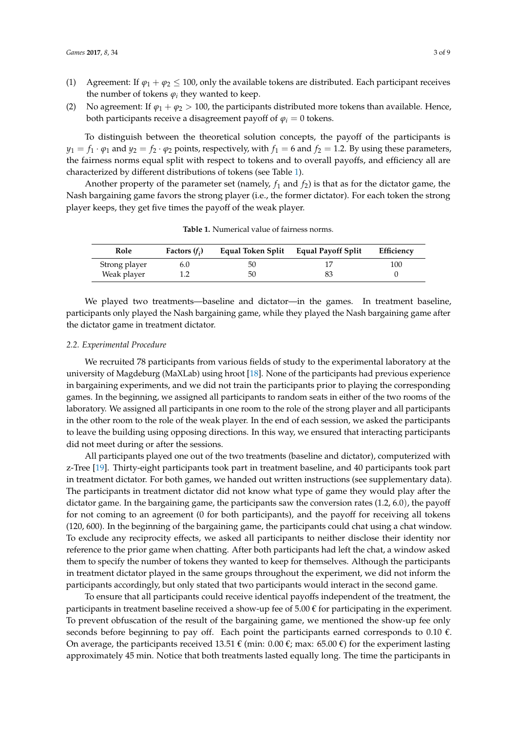(1) Agreement: If $\varphi_1 + \varphi_2 \leq 100$, only the available tokens are distributed. Each participant receives the number of tokens $\varphi_i$ they wanted to keep.

(2) No agreement: If $\varphi_1 + \varphi_2 > 100$, the participants distributed more tokens than available. Hence, both participants receive a disagreement payoff of $\varphi_i = 0$ tokens.

To distinguish between the theoretical solution concepts, the payoff of the participants is $y_1 = f_1 \cdot \varphi_1$ and $y_2 = f_2 \cdot \varphi_2$ points, respectively, with $f_1 = 6$ and $f_2 = 1.2$. By using these parameters, the fairness norms equal split with respect to tokens and to overall payoffs, and efficiency all are characterized by different distributions of tokens (see Table 1).

Another property of the parameter set (namely, $f_1$ and $f_2$) is that as for the dictator game, the Nash bargaining game favors the strong player (i.e., the former dictator). For each token the strong player keeps, they get five times the payoff of the weak player.

**Table 1.** Numerical value of fairness norms.

| Role | Factors ($f_i$) | Equal Token Split | Equal Payoff Split | Efficiency |
|---|---|---|---|---|
| Strong player | 6.0 | 50 | 17 | 100 |
| Weak player | 1.2 | 50 | 83 | 0 |

We played two treatments—baseline and dictator—in the games. In treatment baseline, participants only played the Nash bargaining game, while they played the Nash bargaining game after the dictator game in treatment dictator.

### 2.2. Experimental Procedure

We recruited 78 participants from various fields of study to the experimental laboratory at the university of Magdeburg (MaXLab) using hroot [18]. None of the participants had previous experience in bargaining experiments, and we did not train the participants prior to playing the corresponding games. In the beginning, we assigned all participants to random seats in either of the two rooms of the laboratory. We assigned all participants in one room to the role of the strong player and all participants in the other room to the role of the weak player. In the end of each session, we asked the participants to leave the building using opposing directions. In this way, we ensured that interacting participants did not meet during or after the sessions.

All participants played one out of the two treatments (baseline and dictator), computerized with z-Tree [19]. Thirty-eight participants took part in treatment baseline, and 40 participants took part in treatment dictator. For both games, we handed out written instructions (see supplementary data). The participants in treatment dictator did not know what type of game they would play after the dictator game. In the bargaining game, the participants saw the conversion rates (1.2, 6.0), the payoff for not coming to an agreement (0 for both participants), and the payoff for receiving all tokens (120, 600). In the beginning of the bargaining game, the participants could chat using a chat window. To exclude any reciprocity effects, we asked all participants to neither disclose their identity nor reference to the prior game when chatting. After both participants had left the chat, a window asked them to specify the number of tokens they wanted to keep for themselves. Although the participants in treatment dictator played in the same groups throughout the experiment, we did not inform the participants accordingly, but only stated that two participants would interact in the second game.

To ensure that all participants could receive identical payoffs independent of the treatment, the participants in treatment baseline received a show-up fee of 5.00 € for participating in the experiment. To prevent obfuscation of the result of the bargaining game, we mentioned the show-up fee only seconds before beginning to pay off. Each point the participants earned corresponds to 0.10 €. On average, the participants received 13.51 € (min: 0.00 €; max: 65.00 €) for the experiment lasting approximately 45 min. Notice that both treatments lasted equally long. The time the participants in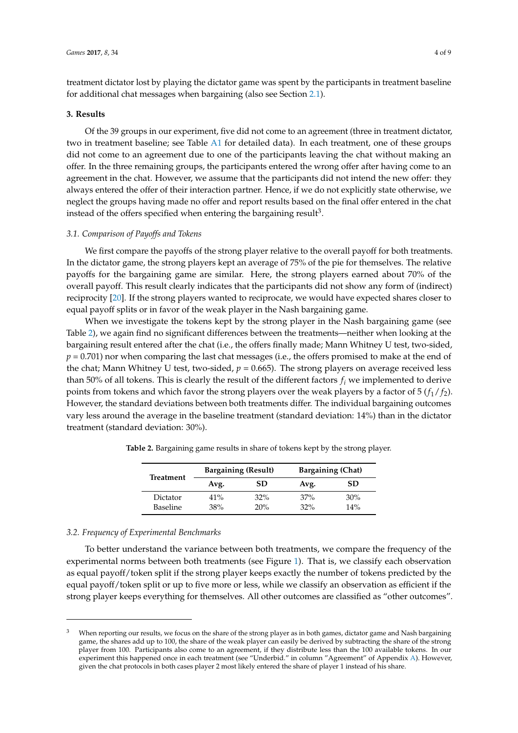treatment dictator lost by playing the dictator game was spent by the participants in treatment baseline for additional chat messages when bargaining (also see Section 2.1).

## 3. Results

Of the 39 groups in our experiment, five did not come to an agreement (three in treatment dictator, two in treatment baseline; see Table A1 for detailed data). In each treatment, one of these groups did not come to an agreement due to one of the participants leaving the chat without making an offer. In the three remaining groups, the participants entered the wrong offer after having come to an agreement in the chat. However, we assume that the participants did not intend the new offer: they always entered the offer of their interaction partner. Hence, if we do not explicitly state otherwise, we neglect the groups having made no offer and report results based on the final offer entered in the chat instead of the offers specified when entering the bargaining result[3].

### 3.1. Comparison of Payoffs and Tokens

We first compare the payoffs of the strong player relative to the overall payoff for both treatments. In the dictator game, the strong players kept an average of 75% of the pie for themselves. The relative payoffs for the bargaining game are similar. Here, the strong players earned about 70% of the overall payoff. This result clearly indicates that the participants did not show any form of (indirect) reciprocity [20]. If the strong players wanted to reciprocate, we would have expected shares closer to equal payoff splits or in favor of the weak player in the Nash bargaining game.

When we investigate the tokens kept by the strong player in the Nash bargaining game (see Table 2), we again find no significant differences between the treatments—neither when looking at the bargaining result entered after the chat (i.e., the offers finally made; Mann Whitney U test, two-sided, $p = 0.701$) nor when comparing the last chat messages (i.e., the offers promised to make at the end of the chat; Mann Whitney U test, two-sided, $p = 0.665$). The strong players on average received less than 50% of all tokens. This is clearly the result of the different factors $f_i$ we implemented to derive points from tokens and which favor the strong players over the weak players by a factor of 5 ($f_1/f_2$). However, the standard deviations between both treatments differ. The individual bargaining outcomes vary less around the average in the baseline treatment (standard deviation: 14%) than in the dictator treatment (standard deviation: 30%).

**Table 2.** Bargaining game results in share of tokens kept by the strong player.

| Treatment | Bargaining (Result) | | Bargaining (Chat) | |
|---|---|---|---|---|
| | Avg. | SD | Avg. | SD |
| Dictator | 41% | 32% | 37% | 30% |
| Baseline | 38% | 20% | 32% | 14% |

### 3.2. Frequency of Experimental Benchmarks

To better understand the variance between both treatments, we compare the frequency of the experimental norms between both treatments (see Figure 1). That is, we classify each observation as equal payoff/token split if the strong player keeps exactly the number of tokens predicted by the equal payoff/token split or up to five more or less, while we classify an observation as efficient if the strong player keeps everything for themselves. All other outcomes are classified as "other outcomes".

---

[3] When reporting our results, we focus on the share of the strong player as in both games, dictator game and Nash bargaining game, the shares add up to 100, the share of the weak player can easily be derived by subtracting the share of the strong player from 100. Participants also come to an agreement, if they distribute less than the 100 available tokens. In our experiment this happened once in each treatment (see "Underbid." in column "Agreement" of Appendix A). However, given the chat protocols in both cases player 2 most likely entered the share of player 1 instead of his share.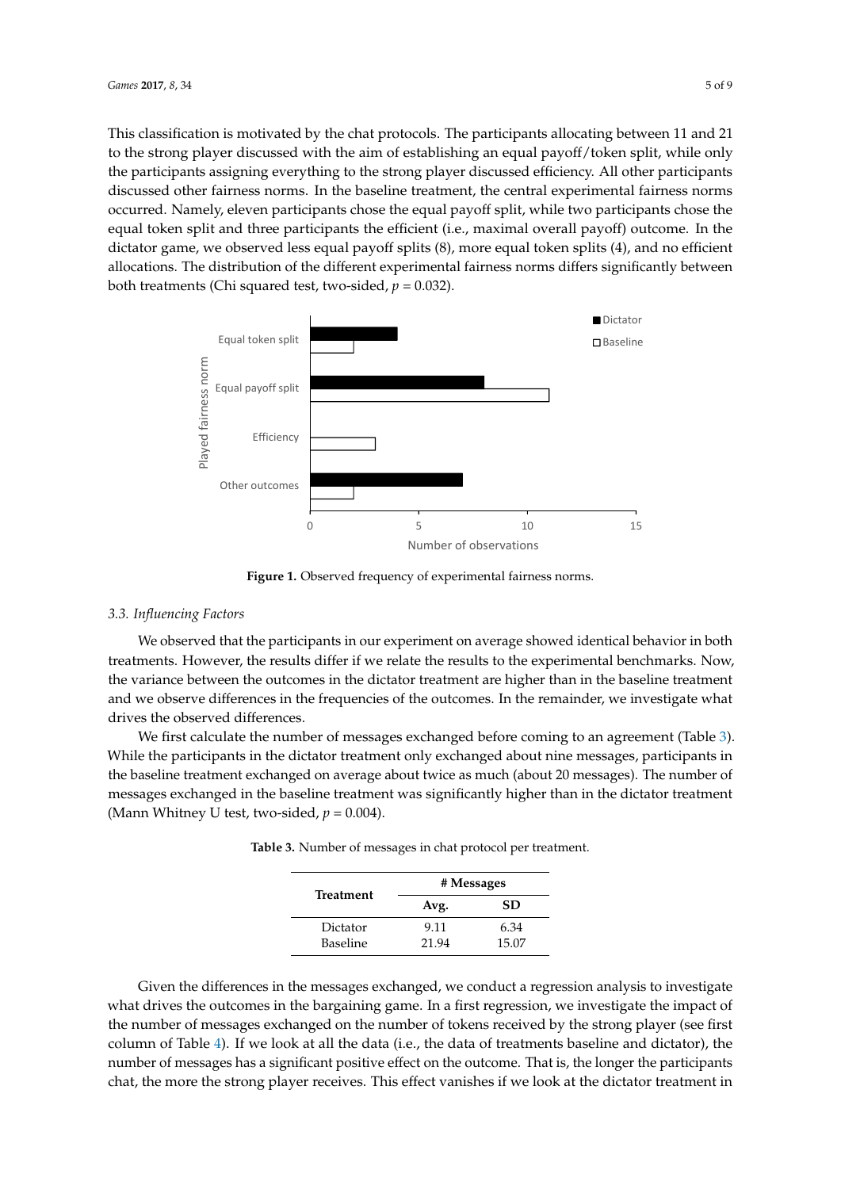This classification is motivated by the chat protocols. The participants allocating between 11 and 21 to the strong player discussed with the aim of establishing an equal payoff/token split, while only the participants assigning everything to the strong player discussed efficiency. All other participants discussed other fairness norms. In the baseline treatment, the central experimental fairness norms occurred. Namely, eleven participants chose the equal payoff split, while two participants chose the equal token split and three participants the efficient (i.e., maximal overall payoff) outcome. In the dictator game, we observed less equal payoff splits (8), more equal token splits (4), and no efficient allocations. The distribution of the different experimental fairness norms differs significantly between both treatments (Chi squared test, two-sided, $p = 0.032$).

**Figure 1.** Observed frequency of experimental fairness norms.

### 3.3. Influencing Factors

We observed that the participants in our experiment on average showed identical behavior in both treatments. However, the results differ if we relate the results to the experimental benchmarks. Now, the variance between the outcomes in the dictator treatment are higher than in the baseline treatment and we observe differences in the frequencies of the outcomes. In the remainder, we investigate what drives the observed differences.

We first calculate the number of messages exchanged before coming to an agreement (Table 3). While the participants in the dictator treatment only exchanged about nine messages, participants in the baseline treatment exchanged on average about twice as much (about 20 messages). The number of messages exchanged in the baseline treatment was significantly higher than in the dictator treatment (Mann Whitney U test, two-sided, $p = 0.004$).

**Table 3.** Number of messages in chat protocol per treatment.

| Treatment | # Messages | |
|---|---|---|
| | Avg. | SD |
| Dictator | 9.11 | 6.34 |
| Baseline | 21.94 | 15.07 |

Given the differences in the messages exchanged, we conduct a regression analysis to investigate what drives the outcomes in the bargaining game. In a first regression, we investigate the impact of the number of messages exchanged on the number of tokens received by the strong player (see first column of Table 4). If we look at all the data (i.e., the data of treatments baseline and dictator), the number of messages has a significant positive effect on the outcome. That is, the longer the participants chat, the more the strong player receives. This effect vanishes if we look at the dictator treatment in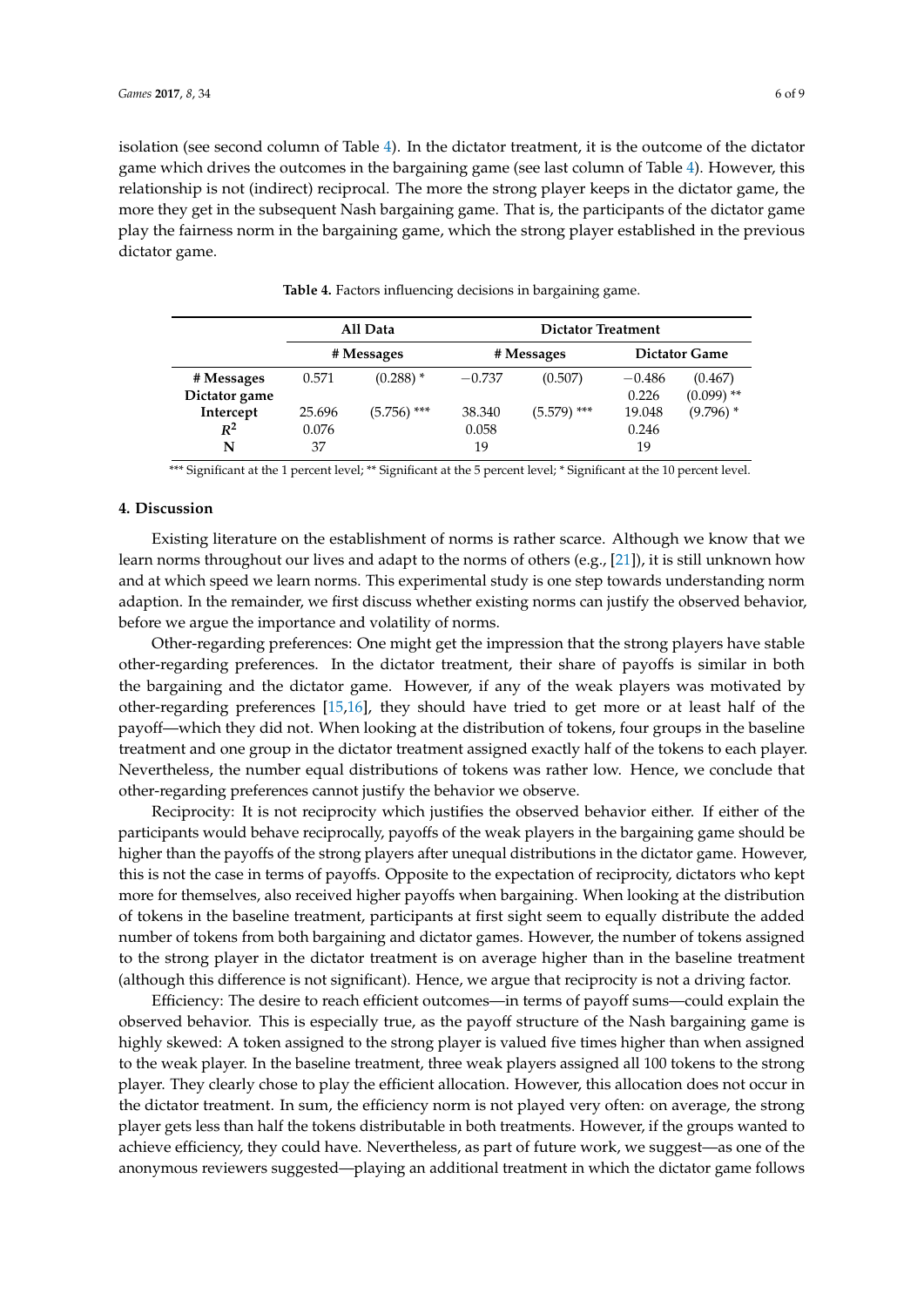isolation (see second column of Table 4). In the dictator treatment, it is the outcome of the dictator game which drives the outcomes in the bargaining game (see last column of Table 4). However, this relationship is not (indirect) reciprocal. The more the strong player keeps in the dictator game, the more they get in the subsequent Nash bargaining game. That is, the participants of the dictator game play the fairness norm in the bargaining game, which the strong player established in the previous dictator game.

**Table 4.** Factors influencing decisions in bargaining game.

| | All Data | | Dictator Treatment | | | |
|---|---|---|---|---|---|---|
| | # Messages | | # Messages | | Dictator Game | |
| **# Messages** | 0.571 | (0.288) * | −0.737 | (0.507) | −0.486 | (0.467) |
| **Dictator game** | | | | | 0.226 | (0.099) ** |
| **Intercept** | 25.696 | (5.756) *** | 38.340 | (5.579) *** | 19.048 | (9.796) * |
| $R^2$ | 0.076 | | 0.058 | | 0.246 | |
| **N** | 37 | | 19 | | 19 | |

*** Significant at the 1 percent level; ** Significant at the 5 percent level; * Significant at the 10 percent level.

## 4. Discussion

Existing literature on the establishment of norms is rather scarce. Although we know that we learn norms throughout our lives and adapt to the norms of others (e.g., [21]), it is still unknown how and at which speed we learn norms. This experimental study is one step towards understanding norm adaption. In the remainder, we first discuss whether existing norms can justify the observed behavior, before we argue the importance and volatility of norms.

Other-regarding preferences: One might get the impression that the strong players have stable other-regarding preferences. In the dictator treatment, their share of payoffs is similar in both the bargaining and the dictator game. However, if any of the weak players was motivated by other-regarding preferences [15,16], they should have tried to get more or at least half of the payoff—which they did not. When looking at the distribution of tokens, four groups in the baseline treatment and one group in the dictator treatment assigned exactly half of the tokens to each player. Nevertheless, the number equal distributions of tokens was rather low. Hence, we conclude that other-regarding preferences cannot justify the behavior we observe.

Reciprocity: It is not reciprocity which justifies the observed behavior either. If either of the participants would behave reciprocally, payoffs of the weak players in the bargaining game should be higher than the payoffs of the strong players after unequal distributions in the dictator game. However, this is not the case in terms of payoffs. Opposite to the expectation of reciprocity, dictators who kept more for themselves, also received higher payoffs when bargaining. When looking at the distribution of tokens in the baseline treatment, participants at first sight seem to equally distribute the added number of tokens from both bargaining and dictator games. However, the number of tokens assigned to the strong player in the dictator treatment is on average higher than in the baseline treatment (although this difference is not significant). Hence, we argue that reciprocity is not a driving factor.

Efficiency: The desire to reach efficient outcomes—in terms of payoff sums—could explain the observed behavior. This is especially true, as the payoff structure of the Nash bargaining game is highly skewed: A token assigned to the strong player is valued five times higher than when assigned to the weak player. In the baseline treatment, three weak players assigned all 100 tokens to the strong player. They clearly chose to play the efficient allocation. However, this allocation does not occur in the dictator treatment. In sum, the efficiency norm is not played very often: on average, the strong player gets less than half the tokens distributable in both treatments. However, if the groups wanted to achieve efficiency, they could have. Nevertheless, as part of future work, we suggest—as one of the anonymous reviewers suggested—playing an additional treatment in which the dictator game follows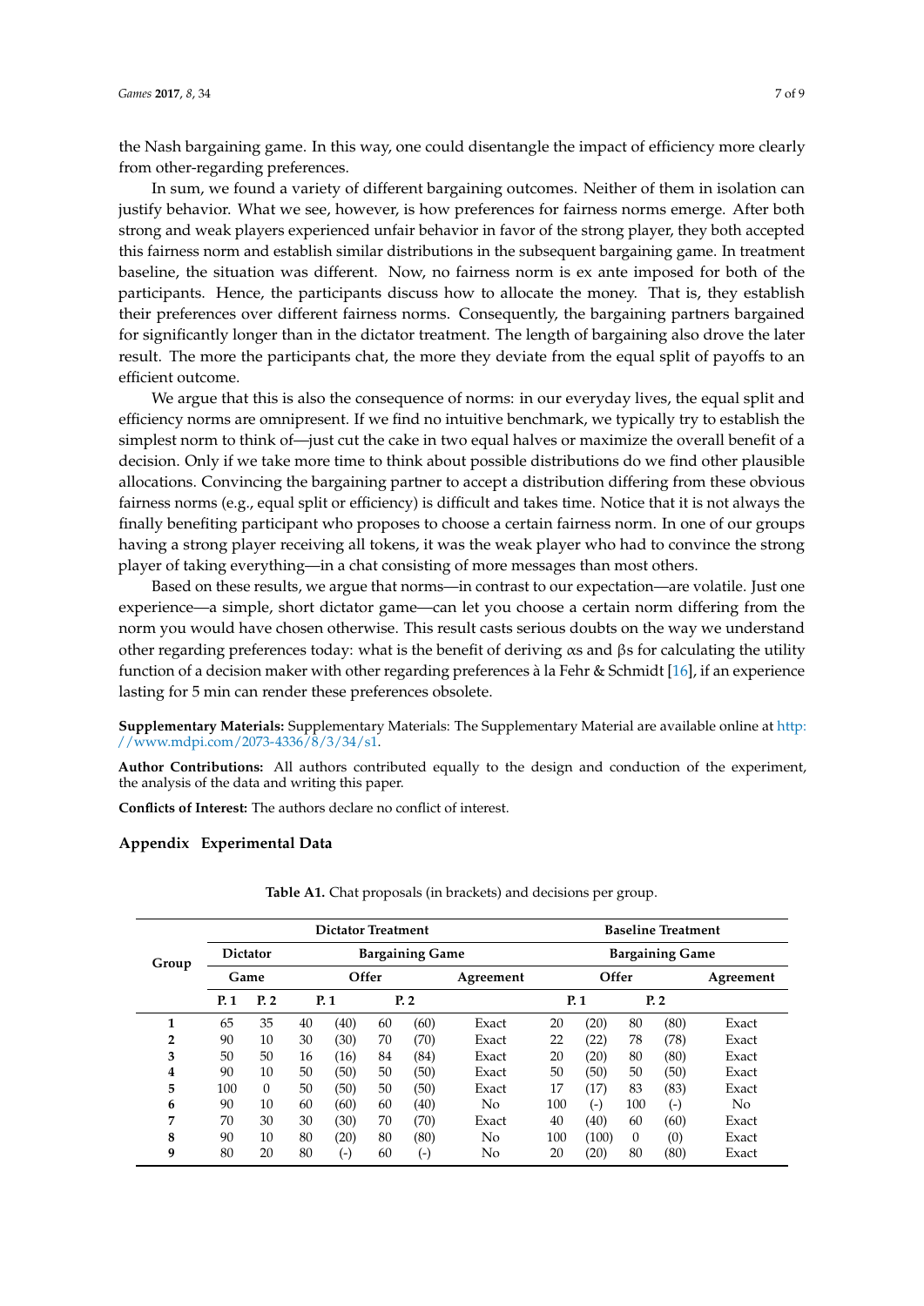the Nash bargaining game. In this way, one could disentangle the impact of efficiency more clearly from other-regarding preferences.

In sum, we found a variety of different bargaining outcomes. Neither of them in isolation can justify behavior. What we see, however, is how preferences for fairness norms emerge. After both strong and weak players experienced unfair behavior in favor of the strong player, they both accepted this fairness norm and establish similar distributions in the subsequent bargaining game. In treatment baseline, the situation was different. Now, no fairness norm is ex ante imposed for both of the participants. Hence, the participants discuss how to allocate the money. That is, they establish their preferences over different fairness norms. Consequently, the bargaining partners bargained for significantly longer than in the dictator treatment. The length of bargaining also drove the later result. The more the participants chat, the more they deviate from the equal split of payoffs to an efficient outcome.

We argue that this is also the consequence of norms: in our everyday lives, the equal split and efficiency norms are omnipresent. If we find no intuitive benchmark, we typically try to establish the simplest norm to think of—just cut the cake in two equal halves or maximize the overall benefit of a decision. Only if we take more time to think about possible distributions do we find other plausible allocations. Convincing the bargaining partner to accept a distribution differing from these obvious fairness norms (e.g., equal split or efficiency) is difficult and takes time. Notice that it is not always the finally benefiting participant who proposes to choose a certain fairness norm. In one of our groups having a strong player receiving all tokens, it was the weak player who had to convince the strong player of taking everything—in a chat consisting of more messages than most others.

Based on these results, we argue that norms—in contrast to our expectation—are volatile. Just one experience—a simple, short dictator game—can let you choose a certain norm differing from the norm you would have chosen otherwise. This result casts serious doubts on the way we understand other regarding preferences today: what is the benefit of deriving αs and βs for calculating the utility function of a decision maker with other regarding preferences à la Fehr & Schmidt [16], if an experience lasting for 5 min can render these preferences obsolete.

**Supplementary Materials:** Supplementary Materials: The Supplementary Material are available online at http://www.mdpi.com/2073-4336/8/3/34/s1.

**Author Contributions:** All authors contributed equally to the design and conduction of the experiment, the analysis of the data and writing this paper.

**Conflicts of Interest:** The authors declare no conflict of interest.

## Appendix Experimental Data

**Table A1.** Chat proposals (in brackets) and decisions per group.

| Group | Dictator Treatment | | | | | | | Baseline Treatment | | | | |
|---|---|---|---|---|---|---|---|---|---|---|---|---|
| | Dictator Game | | Bargaining Game | | | | | Bargaining Game | | | | |
| | | | Offer | | | | Agreement | Offer | | | | Agreement |
| | P. 1 | P. 2 | P. 1 | | P. 2 | | | P. 1 | | P. 2 | | |
| **1** | 65 | 35 | 40 | (40) | 60 | (60) | Exact | 20 | (20) | 80 | (80) | Exact |
| **2** | 90 | 10 | 30 | (30) | 70 | (70) | Exact | 22 | (22) | 78 | (78) | Exact |
| **3** | 50 | 50 | 16 | (16) | 84 | (84) | Exact | 20 | (20) | 80 | (80) | Exact |
| **4** | 90 | 10 | 50 | (50) | 50 | (50) | Exact | 50 | (50) | 50 | (50) | Exact |
| **5** | 100 | 0 | 50 | (50) | 50 | (50) | Exact | 17 | (17) | 83 | (83) | Exact |
| **6** | 90 | 10 | 60 | (60) | 60 | (40) | No | 100 | (-) | 100 | (-) | No |
| **7** | 70 | 30 | 30 | (30) | 70 | (70) | Exact | 40 | (40) | 60 | (60) | Exact |
| **8** | 90 | 10 | 80 | (20) | 80 | (80) | No | 100 | (100) | 0 | (0) | Exact |
| **9** | 80 | 20 | 80 | (-) | 60 | (-) | No | 20 | (20) | 80 | (80) | Exact |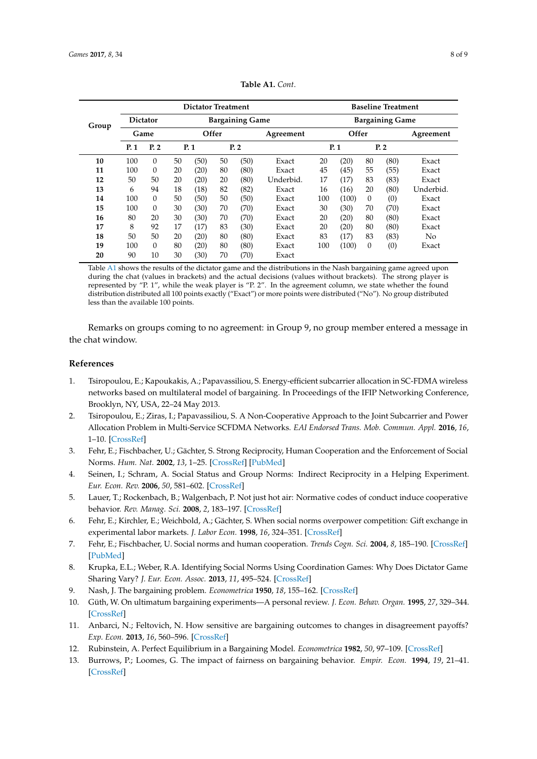**Table A1.** *Cont.*

| Group | Dictator Treatment | | | | | | | Baseline Treatment | | | | |
|---|---|---|---|---|---|---|---|---|---|---|---|---|
| | Dictator Game | | Bargaining Game | | | | | Bargaining Game | | | | |
| | | | Offer | | | | Agreement | Offer | | | | Agreement |
| | P. 1 | P. 2 | P. 1 | | P. 2 | | | P. 1 | | P. 2 | | |
| **10** | 100 | 0 | 50 | (50) | 50 | (50) | Exact | 20 | (20) | 80 | (80) | Exact |
| **11** | 100 | 0 | 20 | (20) | 80 | (80) | Exact | 45 | (45) | 55 | (55) | Exact |
| **12** | 50 | 50 | 20 | (20) | 20 | (80) | Underbid. | 17 | (17) | 83 | (83) | Exact |
| **13** | 6 | 94 | 18 | (18) | 82 | (82) | Exact | 16 | (16) | 20 | (80) | Underbid. |
| **14** | 100 | 0 | 50 | (50) | 50 | (50) | Exact | 100 | (100) | 0 | (0) | Exact |
| **15** | 100 | 0 | 30 | (30) | 70 | (70) | Exact | 30 | (30) | 70 | (70) | Exact |
| **16** | 80 | 20 | 30 | (30) | 70 | (70) | Exact | 20 | (20) | 80 | (80) | Exact |
| **17** | 8 | 92 | 17 | (17) | 83 | (30) | Exact | 20 | (20) | 80 | (80) | Exact |
| **18** | 50 | 50 | 20 | (20) | 80 | (80) | Exact | 83 | (17) | 83 | (83) | No |
| **19** | 100 | 0 | 80 | (20) | 80 | (80) | Exact | 100 | (100) | 0 | (0) | Exact |
| **20** | 90 | 10 | 30 | (30) | 70 | (70) | Exact | | | | | |

Table A1 shows the results of the dictator game and the distributions in the Nash bargaining game agreed upon during the chat (values in brackets) and the actual decisions (values without brackets). The strong player is represented by "P. 1", while the weak player is "P. 2". In the agreement column, we state whether the found distribution distributed all 100 points exactly ("Exact") or more points were distributed ("No"). No group distributed less than the available 100 points.

Remarks on groups coming to no agreement: in Group 9, no group member entered a message in the chat window.

## References

1. Tsiropoulou, E.; Kapoukakis, A.; Papavassiliou, S. Energy-efficient subcarrier allocation in SC-FDMA wireless networks based on multilateral model of bargaining. In Proceedings of the IFIP Networking Conference, Brooklyn, NY, USA, 22–24 May 2013.
2. Tsiropoulou, E.; Ziras, I.; Papavassiliou, S. A Non-Cooperative Approach to the Joint Subcarrier and Power Allocation Problem in Multi-Service SCFDMA Networks. *EAI Endorsed Trans. Mob. Commun. Appl.* **2016**, *16*, 1–10. [CrossRef]
3. Fehr, E.; Fischbacher, U.; Gächter, S. Strong Reciprocity, Human Cooperation and the Enforcement of Social Norms. *Hum. Nat.* **2002**, *13*, 1–25. [CrossRef] [PubMed]
4. Seinen, I.; Schram, A. Social Status and Group Norms: Indirect Reciprocity in a Helping Experiment. *Eur. Econ. Rev.* **2006**, *50*, 581–602. [CrossRef]
5. Lauer, T.; Rockenbach, B.; Walgenbach, P. Not just hot air: Normative codes of conduct induce cooperative behavior. *Rev. Manag. Sci.* **2008**, *2*, 183–197. [CrossRef]
6. Fehr, E.; Kirchler, E.; Weichbold, A.; Gächter, S. When social norms overpower competition: Gift exchange in experimental labor markets. *J. Labor Econ.* **1998**, *16*, 324–351. [CrossRef]
7. Fehr, E.; Fischbacher, U. Social norms and human cooperation. *Trends Cogn. Sci.* **2004**, *8*, 185–190. [CrossRef] [PubMed]
8. Krupka, E.L.; Weber, R.A. Identifying Social Norms Using Coordination Games: Why Does Dictator Game Sharing Vary? *J. Eur. Econ. Assoc.* **2013**, *11*, 495–524. [CrossRef]
9. Nash, J. The bargaining problem. *Econometrica* **1950**, *18*, 155–162. [CrossRef]
10. Güth, W. On ultimatum bargaining experiments—A personal review. *J. Econ. Behav. Organ.* **1995**, *27*, 329–344. [CrossRef]
11. Anbarci, N.; Feltovich, N. How sensitive are bargaining outcomes to changes in disagreement payoffs? *Exp. Econ.* **2013**, *16*, 560–596. [CrossRef]
12. Rubinstein, A. Perfect Equilibrium in a Bargaining Model. *Econometrica* **1982**, *50*, 97–109. [CrossRef]
13. Burrows, P.; Loomes, G. The impact of fairness on bargaining behavior. *Empir. Econ.* **1994**, *19*, 21–41. [CrossRef]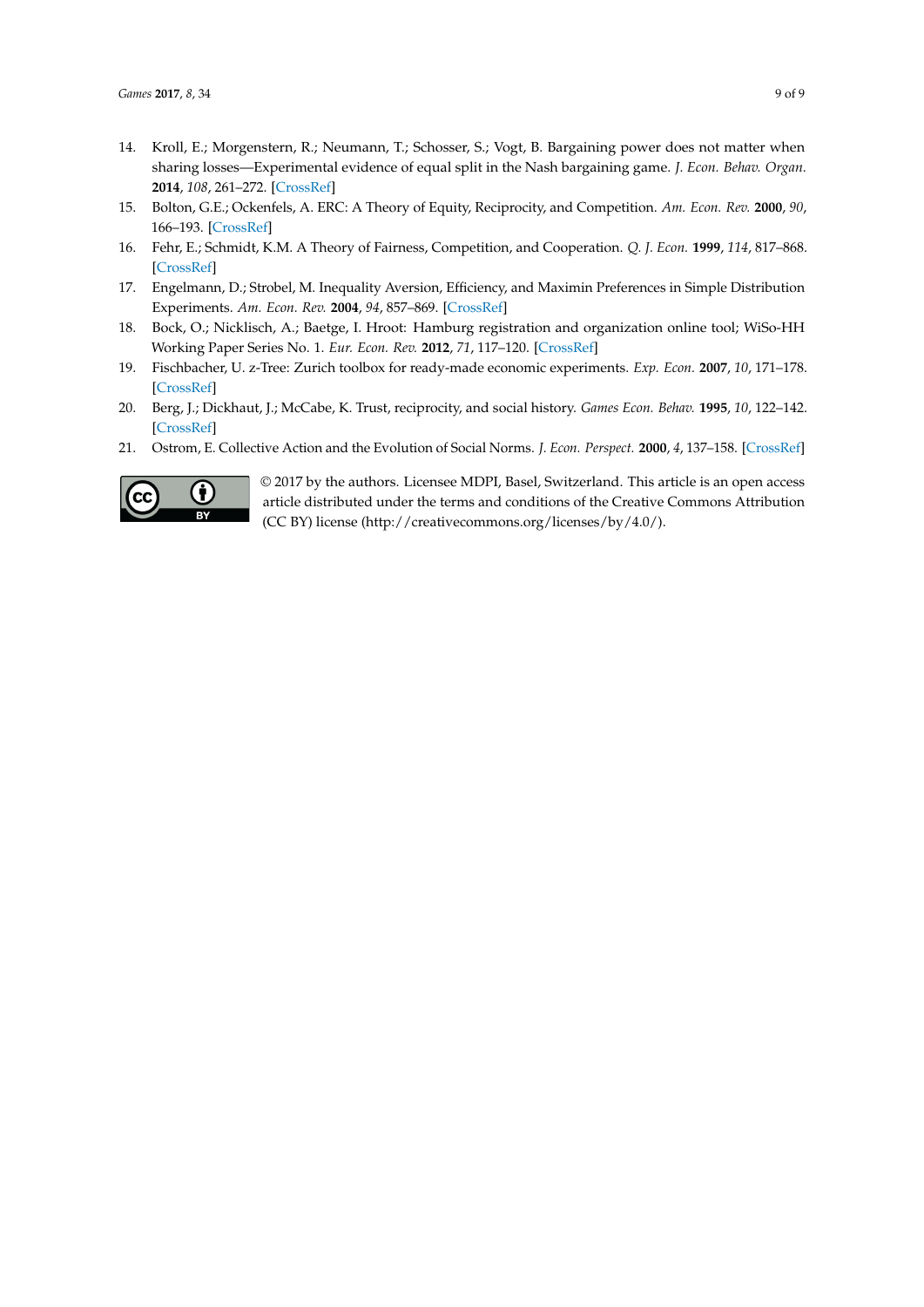14. Kroll, E.; Morgenstern, R.; Neumann, T.; Schosser, S.; Vogt, B. Bargaining power does not matter when sharing losses—Experimental evidence of equal split in the Nash bargaining game. *J. Econ. Behav. Organ.* **2014**, *108*, 261–272. [CrossRef]
15. Bolton, G.E.; Ockenfels, A. ERC: A Theory of Equity, Reciprocity, and Competition. *Am. Econ. Rev.* **2000**, *90*, 166–193. [CrossRef]
16. Fehr, E.; Schmidt, K.M. A Theory of Fairness, Competition, and Cooperation. *Q. J. Econ.* **1999**, *114*, 817–868. [CrossRef]
17. Engelmann, D.; Strobel, M. Inequality Aversion, Efficiency, and Maximin Preferences in Simple Distribution Experiments. *Am. Econ. Rev.* **2004**, *94*, 857–869. [CrossRef]
18. Bock, O.; Nicklisch, A.; Baetge, I. Hroot: Hamburg registration and organization online tool; WiSo-HH Working Paper Series No. 1. *Eur. Econ. Rev.* **2012**, *71*, 117–120. [CrossRef]
19. Fischbacher, U. z-Tree: Zurich toolbox for ready-made economic experiments. *Exp. Econ.* **2007**, *10*, 171–178. [CrossRef]
20. Berg, J.; Dickhaut, J.; McCabe, K. Trust, reciprocity, and social history. *Games Econ. Behav.* **1995**, *10*, 122–142. [CrossRef]
21. Ostrom, E. Collective Action and the Evolution of Social Norms. *J. Econ. Perspect.* **2000**, *4*, 137–158. [CrossRef]

© 2017 by the authors. Licensee MDPI, Basel, Switzerland. This article is an open access article distributed under the terms and conditions of the Creative Commons Attribution (CC BY) license (http://creativecommons.org/licenses/by/4.0/).